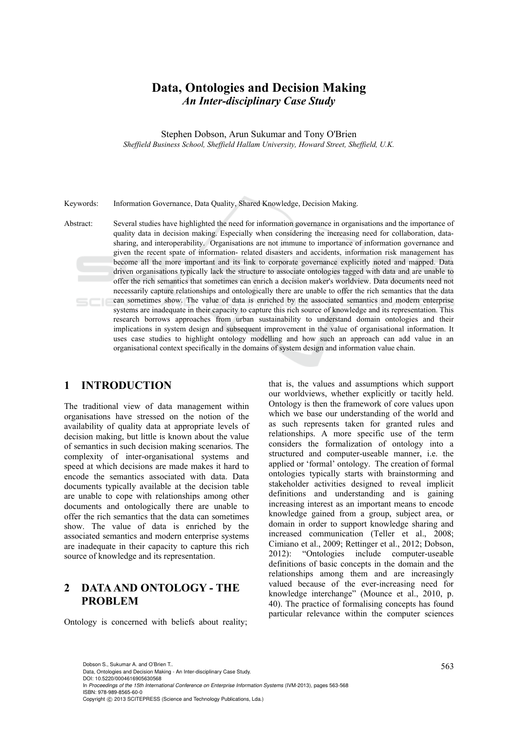# Data, Ontologies and Decision Making

*An Inter-disciplinary Case Study*

Stephen Dobson, Arun Sukumar and Tony O'Brien

*Sheffield Business School, Sheffield Hallam University, Howard Street, Sheffield, U.K.*

Keywords: Information Governance, Data Quality, Shared Knowledge, Decision Making.

Abstract: Several studies have highlighted the need for information governance in organisations and the importance of quality data in decision making. Especially when considering the increasing need for collaboration, data-sharing, and interoperability. Organisations are not immune to importance of information governance and given the recent spate of information- related disasters and accidents, information risk management has become all the more important and its link to corporate governance explicitly noted and mapped. Data driven organisations typically lack the structure to associate ontologies tagged with data and are unable to offer the rich semantics that sometimes can enrich a decision maker's worldview. Data documents need not necessarily capture relationships and ontologically there are unable to offer the rich semantics that the data can sometimes show. The value of data is enriched by the associated semantics and modern enterprise systems are inadequate in their capacity to capture this rich source of knowledge and its representation. This research borrows approaches from urban sustainability to understand domain ontologies and their implications in system design and subsequent improvement in the value of organisational information. It uses case studies to highlight ontology modelling and how such an approach can add value in an organisational context specifically in the domains of system design and information value chain.

## 1 INTRODUCTION

The traditional view of data management within organisations have stressed on the notion of the availability of quality data at appropriate levels of decision making, but little is known about the value of semantics in such decision making scenarios. The complexity of inter-organisational systems and speed at which decisions are made makes it hard to encode the semantics associated with data. Data documents typically available at the decision table are unable to cope with relationships among other documents and ontologically there are unable to offer the rich semantics that the data can sometimes show. The value of data is enriched by the associated semantics and modern enterprise systems are inadequate in their capacity to capture this rich source of knowledge and its representation.

## 2 DATA AND ONTOLOGY - THE PROBLEM

Ontology is concerned with beliefs about reality; that is, the values and assumptions which support our worldviews, whether explicitly or tacitly held. Ontology is then the framework of core values upon which we base our understanding of the world and as such represents taken for granted rules and relationships. A more specific use of the term considers the formalization of ontology into a structured and computer-useable manner, i.e. the applied or 'formal' ontology. The creation of formal ontologies typically starts with brainstorming and stakeholder activities designed to reveal implicit definitions and understanding and is gaining increasing interest as an important means to encode knowledge gained from a group, subject area, or domain in order to support knowledge sharing and increased communication (Teller et al., 2008; Cimiano et al., 2009; Rettinger et al., 2012; Dobson, 2012): "Ontologies include computer-useable definitions of basic concepts in the domain and the relationships among them and are increasingly valued because of the ever-increasing need for knowledge interchange" (Mounce et al., 2010, p. 40). The practice of formalising concepts has found particular relevance within the computer sciences

Dobson S., Sukumar A. and O'Brien T..
Data, Ontologies and Decision Making - An Inter-disciplinary Case Study.
DOI: 10.5220/0004616905630568
In *Proceedings of the 15th International Conference on Enterprise Information Systems* (IVM-2013), pages 563-568
ISBN: 978-989-8565-60-0
Copyright © 2013 SCITEPRESS (Science and Technology Publications, Lda.)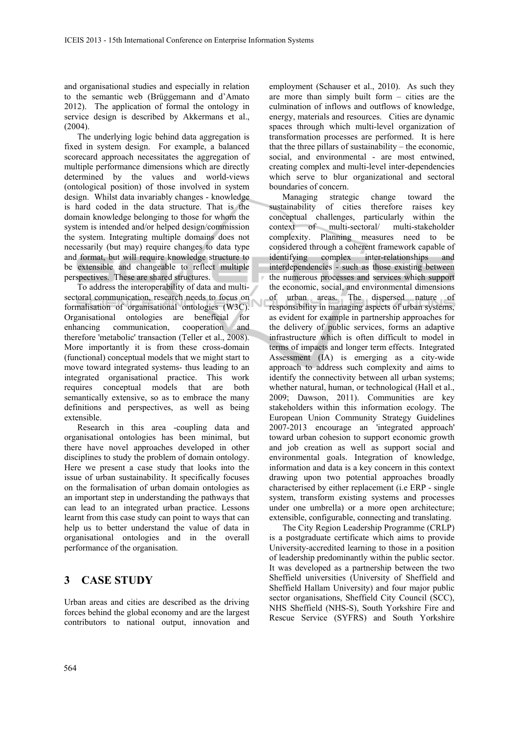and organisational studies and especially in relation to the semantic web (Brüggemann and d'Amato 2012). The application of formal the ontology in service design is described by Akkermans et al., (2004).

The underlying logic behind data aggregation is fixed in system design. For example, a balanced scorecard approach necessitates the aggregation of multiple performance dimensions which are directly determined by the values and world-views (ontological position) of those involved in system design. Whilst data invariably changes - knowledge is hard coded in the data structure. That is the domain knowledge belonging to those for whom the system is intended and/or helped design/commission the system. Integrating multiple domains does not necessarily (but may) require changes to data type and format, but will require knowledge structure to be extensible and changeable to reflect multiple perspectives. These are shared structures.

To address the interoperability of data and multi-sectoral communication, research needs to focus on formalisation of organisational ontologies (W3C). Organisational ontologies are beneficial for enhancing communication, cooperation and therefore 'metabolic' transaction (Teller et al., 2008). More importantly it is from these cross-domain (functional) conceptual models that we might start to move toward integrated systems- thus leading to an integrated organisational practice. This work requires conceptual models that are both semantically extensive, so as to embrace the many definitions and perspectives, as well as being extensible.

Research in this area -coupling data and organisational ontologies has been minimal, but there have novel approaches developed in other disciplines to study the problem of domain ontology. Here we present a case study that looks into the issue of urban sustainability. It specifically focuses on the formalisation of urban domain ontologies as an important step in understanding the pathways that can lead to an integrated urban practice. Lessons learnt from this case study can point to ways that can help us to better understand the value of data in organisational ontologies and in the overall performance of the organisation.

# 3 CASE STUDY

Urban areas and cities are described as the driving forces behind the global economy and are the largest contributors to national output, innovation and employment (Schauser et al., 2010). As such they are more than simply built form – cities are the culmination of inflows and outflows of knowledge, energy, materials and resources. Cities are dynamic spaces through which multi-level organization of transformation processes are performed. It is here that the three pillars of sustainability – the economic, social, and environmental - are most entwined, creating complex and multi-level inter-dependencies which serve to blur organizational and sectoral boundaries of concern.

Managing strategic change toward the sustainability of cities therefore raises key conceptual challenges, particularly within the context of multi-sectoral/ multi-stakeholder complexity. Planning measures need to be considered through a coherent framework capable of identifying complex inter-relationships and interdependencies - such as those existing between the numerous processes and services which support the economic, social, and environmental dimensions of urban areas. The dispersed nature of responsibility in managing aspects of urban systems, as evident for example in partnership approaches for the delivery of public services, forms an adaptive infrastructure which is often difficult to model in terms of impacts and longer term effects. Integrated Assessment (IA) is emerging as a city-wide approach to address such complexity and aims to identify the connectivity between all urban systems; whether natural, human, or technological (Hall et al., 2009; Dawson, 2011). Communities are key stakeholders within this information ecology. The European Union Community Strategy Guidelines 2007-2013 encourage an 'integrated approach' toward urban cohesion to support economic growth and job creation as well as support social and environmental goals. Integration of knowledge, information and data is a key concern in this context drawing upon two potential approaches broadly characterised by either replacement (i.e ERP - single system, transform existing systems and processes under one umbrella) or a more open architecture; extensible, configurable, connecting and translating.

The City Region Leadership Programme (CRLP) is a postgraduate certificate which aims to provide University-accredited learning to those in a position of leadership predominantly within the public sector. It was developed as a partnership between the two Sheffield universities (University of Sheffield and Sheffield Hallam University) and four major public sector organisations, Sheffield City Council (SCC), NHS Sheffield (NHS-S), South Yorkshire Fire and Rescue Service (SYFRS) and South Yorkshire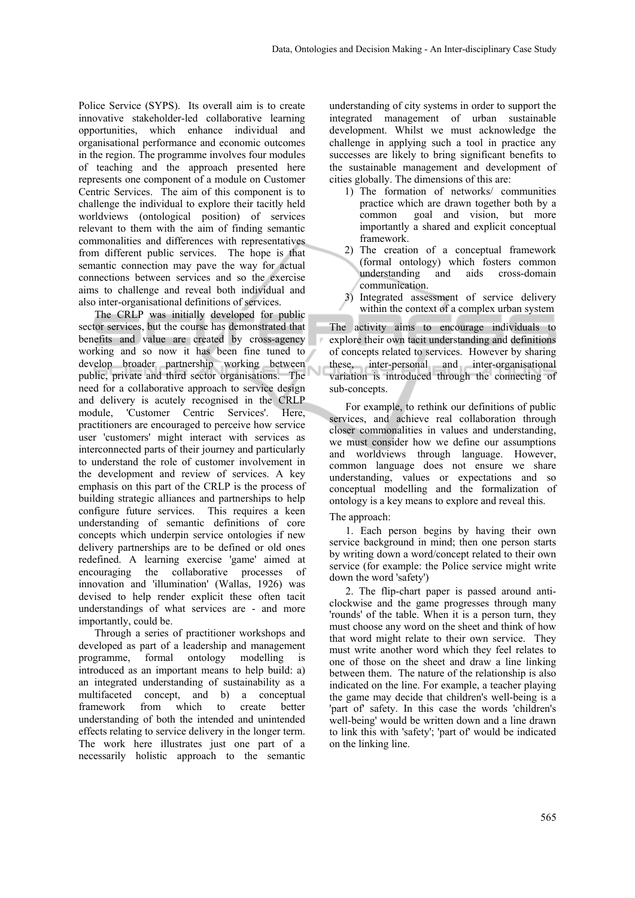Police Service (SYPS). Its overall aim is to create innovative stakeholder-led collaborative learning opportunities, which enhance individual and organisational performance and economic outcomes in the region. The programme involves four modules of teaching and the approach presented here represents one component of a module on Customer Centric Services. The aim of this component is to challenge the individual to explore their tacitly held worldviews (ontological position) of services relevant to them with the aim of finding semantic commonalities and differences with representatives from different public services. The hope is that semantic connection may pave the way for actual connections between services and so the exercise aims to challenge and reveal both individual and also inter-organisational definitions of services.

The CRLP was initially developed for public sector services, but the course has demonstrated that benefits and value are created by cross-agency working and so now it has been fine tuned to develop broader partnership working between public, private and third sector organisations. The need for a collaborative approach to service design and delivery is acutely recognised in the CRLP module, 'Customer Centric Services'. Here, practitioners are encouraged to perceive how service user 'customers' might interact with services as interconnected parts of their journey and particularly to understand the role of customer involvement in the development and review of services. A key emphasis on this part of the CRLP is the process of building strategic alliances and partnerships to help configure future services. This requires a keen understanding of semantic definitions of core concepts which underpin service ontologies if new delivery partnerships are to be defined or old ones redefined. A learning exercise 'game' aimed at encouraging the collaborative processes of innovation and 'illumination' (Wallas, 1926) was devised to help render explicit these often tacit understandings of what services are - and more importantly, could be.

Through a series of practitioner workshops and developed as part of a leadership and management programme, formal ontology modelling is introduced as an important means to help build: a) an integrated understanding of sustainability as a multifaceted concept, and b) a conceptual framework from which to create better understanding of both the intended and unintended effects relating to service delivery in the longer term. The work here illustrates just one part of a necessarily holistic approach to the semantic understanding of city systems in order to support the integrated management of urban sustainable development. Whilst we must acknowledge the challenge in applying such a tool in practice any successes are likely to bring significant benefits to the sustainable management and development of cities globally. The dimensions of this are:

1) The formation of networks/ communities practice which are drawn together both by a common goal and vision, but more importantly a shared and explicit conceptual framework.
2) The creation of a conceptual framework (formal ontology) which fosters common understanding and aids cross-domain communication.
3) Integrated assessment of service delivery within the context of a complex urban system

The activity aims to encourage individuals to explore their own tacit understanding and definitions of concepts related to services. However by sharing these, inter-personal and inter-organisational variation is introduced through the connecting of sub-concepts.

For example, to rethink our definitions of public services, and achieve real collaboration through closer commonalities in values and understanding, we must consider how we define our assumptions and worldviews through language. However, common language does not ensure we share understanding, values or expectations and so conceptual modelling and the formalization of ontology is a key means to explore and reveal this.

The approach:

1. Each person begins by having their own service background in mind; then one person starts by writing down a word/concept related to their own service (for example: the Police service might write down the word 'safety')

2. The flip-chart paper is passed around anti-clockwise and the game progresses through many 'rounds' of the table. When it is a person turn, they must choose any word on the sheet and think of how that word might relate to their own service. They must write another word which they feel relates to one of those on the sheet and draw a line linking between them. The nature of the relationship is also indicated on the line. For example, a teacher playing the game may decide that children's well-being is a 'part of' safety. In this case the words 'children's well-being' would be written down and a line drawn to link this with 'safety'; 'part of' would be indicated on the linking line.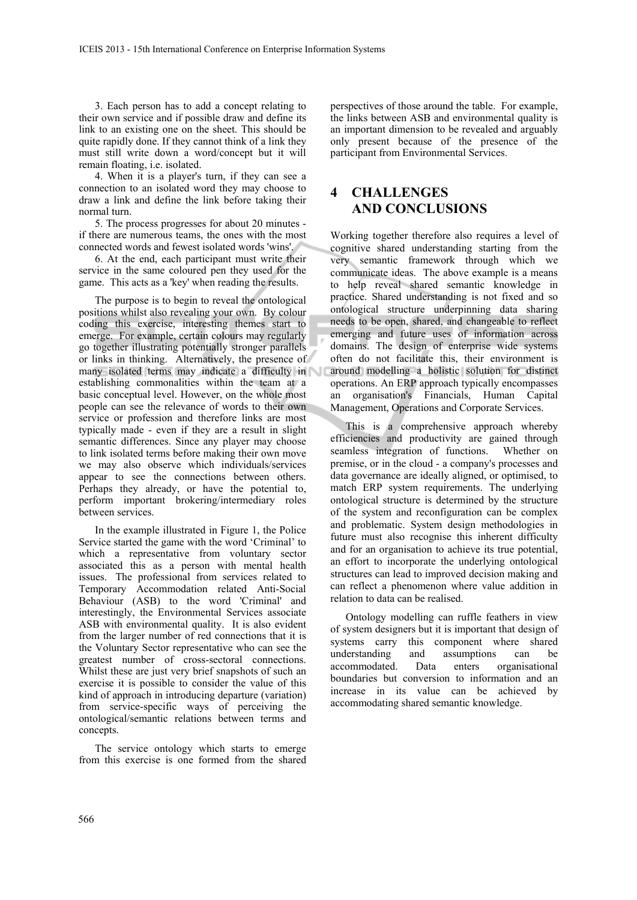3. Each person has to add a concept relating to their own service and if possible draw and define its link to an existing one on the sheet. This should be quite rapidly done. If they cannot think of a link they must still write down a word/concept but it will remain floating, i.e. isolated.

4. When it is a player's turn, if they can see a connection to an isolated word they may choose to draw a link and define the link before taking their normal turn.

5. The process progresses for about 20 minutes - if there are numerous teams, the ones with the most connected words and fewest isolated words 'wins'.

6. At the end, each participant must write their service in the same coloured pen they used for the game. This acts as a 'key' when reading the results.

The purpose is to begin to reveal the ontological positions whilst also revealing your own. By colour coding this exercise, interesting themes start to emerge. For example, certain colours may regularly go together illustrating potentially stronger parallels or links in thinking. Alternatively, the presence of many isolated terms may indicate a difficulty in establishing commonalities within the team at a basic conceptual level. However, on the whole most people can see the relevance of words to their own service or profession and therefore links are most typically made - even if they are a result in slight semantic differences. Since any player may choose to link isolated terms before making their own move we may also observe which individuals/services appear to see the connections between others. Perhaps they already, or have the potential to, perform important brokering/intermediary roles between services.

In the example illustrated in Figure 1, the Police Service started the game with the word 'Criminal' to which a representative from voluntary sector associated this as a person with mental health issues. The professional from services related to Temporary Accommodation related Anti-Social Behaviour (ASB) to the word 'Criminal' and interestingly, the Environmental Services associate ASB with environmental quality. It is also evident from the larger number of red connections that it is the Voluntary Sector representative who can see the greatest number of cross-sectoral connections. Whilst these are just very brief snapshots of such an exercise it is possible to consider the value of this kind of approach in introducing departure (variation) from service-specific ways of perceiving the ontological/semantic relations between terms and concepts.

The service ontology which starts to emerge from this exercise is one formed from the shared perspectives of those around the table. For example, the links between ASB and environmental quality is an important dimension to be revealed and arguably only present because of the presence of the participant from Environmental Services.

# 4 CHALLENGES AND CONCLUSIONS

Working together therefore also requires a level of cognitive shared understanding starting from the very semantic framework through which we communicate ideas. The above example is a means to help reveal shared semantic knowledge in practice. Shared understanding is not fixed and so ontological structure underpinning data sharing needs to be open, shared, and changeable to reflect emerging and future uses of information across domains. The design of enterprise wide systems often do not facilitate this, their environment is around modelling a holistic solution for distinct operations. An ERP approach typically encompasses an organisation's Financials, Human Capital Management, Operations and Corporate Services.

This is a comprehensive approach whereby efficiencies and productivity are gained through seamless integration of functions. Whether on premise, or in the cloud - a company's processes and data governance are ideally aligned, or optimised, to match ERP system requirements. The underlying ontological structure is determined by the structure of the system and reconfiguration can be complex and problematic. System design methodologies in future must also recognise this inherent difficulty and for an organisation to achieve its true potential, an effort to incorporate the underlying ontological structures can lead to improved decision making and can reflect a phenomenon where value addition in relation to data can be realised.

Ontology modelling can ruffle feathers in view of system designers but it is important that design of systems carry this component where shared understanding and assumptions can be accommodated. Data enters organisational boundaries but conversion to information and an increase in its value can be achieved by accommodating shared semantic knowledge.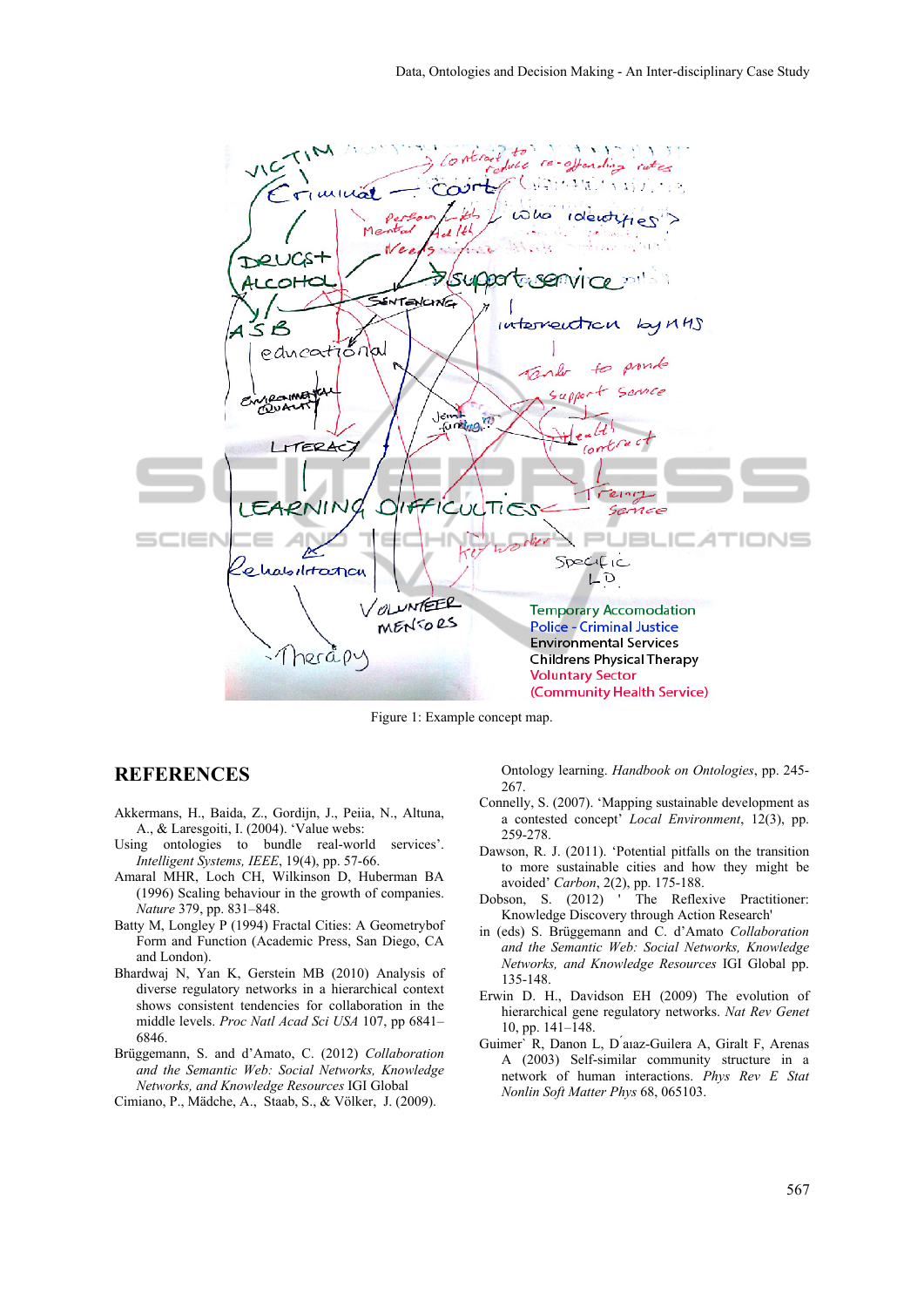Figure 1: Example concept map.

## REFERENCES

Akkermans, H., Baida, Z., Gordijn, J., Peiia, N., Altuna, A., & Laresgoiti, I. (2004). 'Value webs: Using ontologies to bundle real-world services'. *Intelligent Systems, IEEE*, 19(4), pp. 57-66.

Amaral MHR, Loch CH, Wilkinson D, Huberman BA (1996) Scaling behaviour in the growth of companies. *Nature* 379, pp. 831–848.

Batty M, Longley P (1994) Fractal Cities: A Geometrybof Form and Function (Academic Press, San Diego, CA and London).

Bhardwaj N, Yan K, Gerstein MB (2010) Analysis of diverse regulatory networks in a hierarchical context shows consistent tendencies for collaboration in the middle levels. *Proc Natl Acad Sci USA* 107, pp 6841–6846.

Brüggemann, S. and d'Amato, C. (2012) *Collaboration and the Semantic Web: Social Networks, Knowledge Networks, and Knowledge Resources* IGI Global

Cimiano, P., Mädche, A., Staab, S., & Völker, J. (2009). Ontology learning. *Handbook on Ontologies*, pp. 245-267.

Connelly, S. (2007). 'Mapping sustainable development as a contested concept' *Local Environment*, 12(3), pp. 259-278.

Dawson, R. J. (2011). 'Potential pitfalls on the transition to more sustainable cities and how they might be avoided' *Carbon*, 2(2), pp. 175-188.

Dobson, S. (2012) ' The Reflexive Practitioner: Knowledge Discovery through Action Research' in (eds) S. Brüggemann and C. d'Amato *Collaboration and the Semantic Web: Social Networks, Knowledge Networks, and Knowledge Resources* IGI Global pp. 135-148.

Erwin D. H., Davidson EH (2009) The evolution of hierarchical gene regulatory networks. *Nat Rev Genet* 10, pp. 141–148.

Guimer` R, Danon L, D´ıaz-Guilera A, Giralt F, Arenas A (2003) Self-similar community structure in a network of human interactions. *Phys Rev E Stat Nonlin Soft Matter Phys* 68, 065103.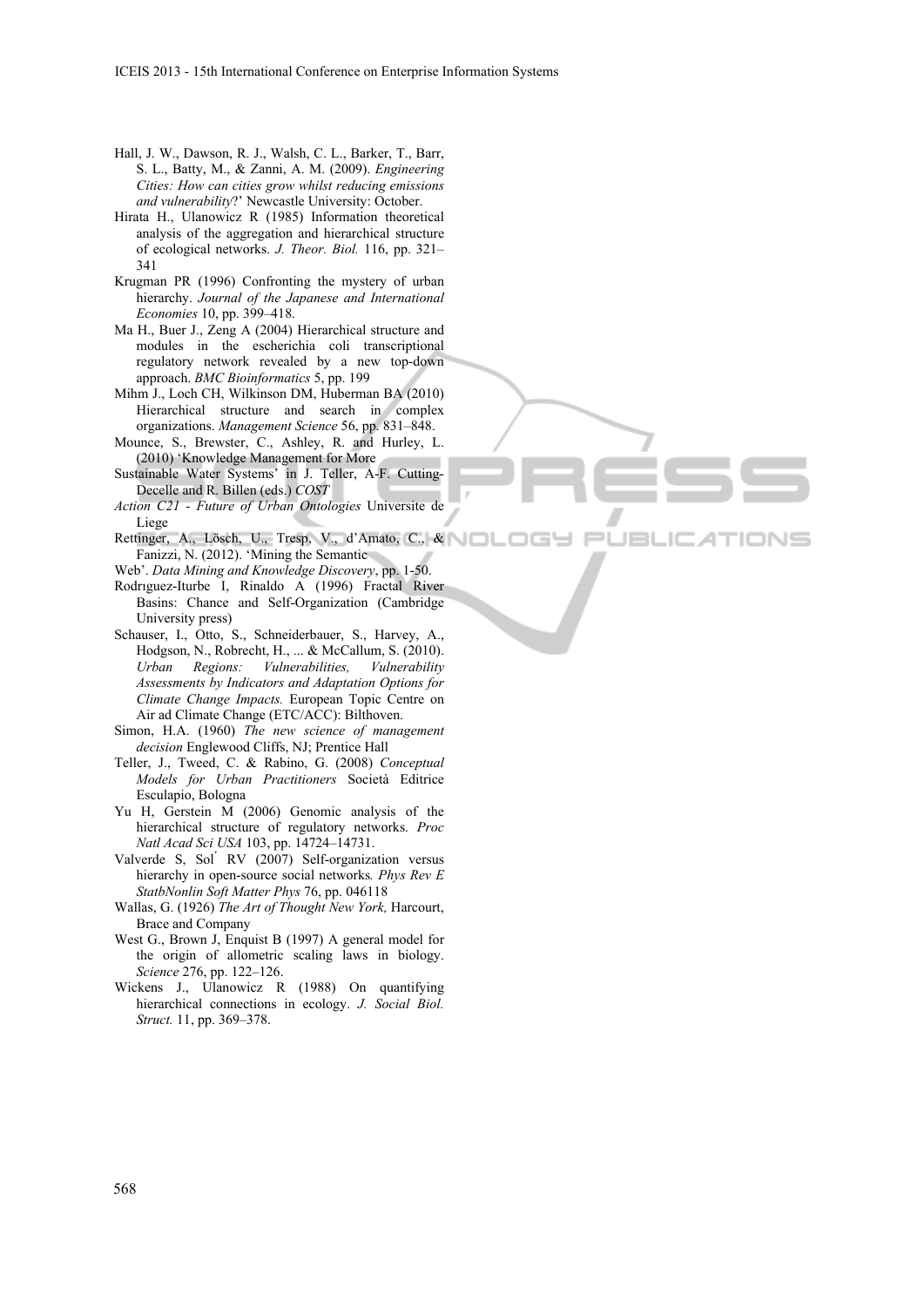Hall, J. W., Dawson, R. J., Walsh, C. L., Barker, T., Barr, S. L., Batty, M., & Zanni, A. M. (2009). *Engineering Cities: How can cities grow whilst reducing emissions and vulnerability*?' Newcastle University: October.

Hirata H., Ulanowicz R (1985) Information theoretical analysis of the aggregation and hierarchical structure of ecological networks. *J. Theor. Biol.* 116, pp. 321–341

Krugman PR (1996) Confronting the mystery of urban hierarchy. *Journal of the Japanese and International Economies* 10, pp. 399–418.

Ma H., Buer J., Zeng A (2004) Hierarchical structure and modules in the escherichia coli transcriptional regulatory network revealed by a new top-down approach. *BMC Bioinformatics* 5, pp. 199

Mihm J., Loch CH, Wilkinson DM, Huberman BA (2010) Hierarchical structure and search in complex organizations. *Management Science* 56, pp. 831–848.

Mounce, S., Brewster, C., Ashley, R. and Hurley, L. (2010) 'Knowledge Management for More

Sustainable Water Systems' in J. Teller, A-F. Cutting-Decelle and R. Billen (eds.) *COST*

*Action C21 - Future of Urban Ontologies* Universite de Liege

Rettinger, A., Lösch, U., Tresp, V., d'Amato, C., & Fanizzi, N. (2012). 'Mining the Semantic

Web'. *Data Mining and Knowledge Discovery*, pp. 1-50.

Rodrıguez-Iturbe I, Rinaldo A (1996) Fractal River Basins: Chance and Self-Organization (Cambridge University press)

Schauser, I., Otto, S., Schneiderbauer, S., Harvey, A., Hodgson, N., Robrecht, H., ... & McCallum, S. (2010). *Urban Regions: Vulnerabilities, Vulnerability Assessments by Indicators and Adaptation Options for Climate Change Impacts.* European Topic Centre on Air ad Climate Change (ETC/ACC): Bilthoven.

Simon, H.A. (1960) *The new science of management decision* Englewood Cliffs, NJ; Prentice Hall

Teller, J., Tweed, C. & Rabino, G. (2008) *Conceptual Models for Urban Practitioners* Società Editrice Esculapio, Bologna

Yu H, Gerstein M (2006) Genomic analysis of the hierarchical structure of regulatory networks. *Proc Natl Acad Sci USA* 103, pp. 14724–14731.

Valverde S, Soĺ RV (2007) Self-organization versus hierarchy in open-source social networks*. Phys Rev E StatbNonlin Soft Matter Phys* 76, pp. 046118

Wallas, G. (1926) *The Art of Thought New York,* Harcourt, Brace and Company

West G., Brown J, Enquist B (1997) A general model for the origin of allometric scaling laws in biology. *Science* 276, pp. 122–126.

Wickens J., Ulanowicz R (1988) On quantifying hierarchical connections in ecology. *J. Social Biol. Struct.* 11, pp. 369–378.